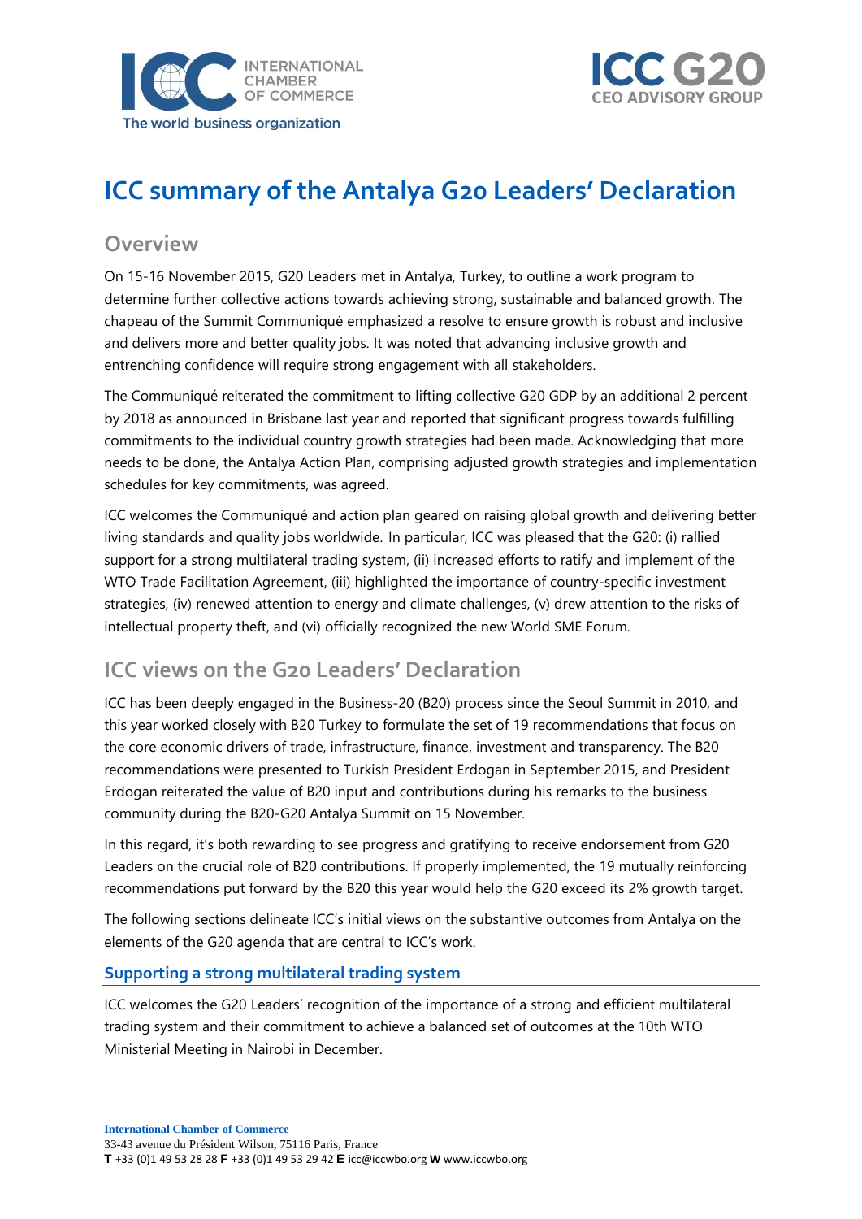# ICC summary of the Antalya G20 Leaders' Declaration

## Overview

On 15-16 November 2015, G20 Leaders met in Antalya, Turkey, to outline a work program to determine further collective actions towards achieving strong, sustainable and balanced growth. The chapeau of the Summit Communiqué emphasized a resolve to ensure growth is robust and inclusive and delivers more and better quality jobs. It was noted that advancing inclusive growth and entrenching confidence will require strong engagement with all stakeholders.

The Communiqué reiterated the commitment to lifting collective G20 GDP by an additional 2 percent by 2018 as announced in Brisbane last year and reported that significant progress towards fulfilling commitments to the individual country growth strategies had been made. Acknowledging that more needs to be done, the Antalya Action Plan, comprising adjusted growth strategies and implementation schedules for key commitments, was agreed.

ICC welcomes the Communiqué and action plan geared on raising global growth and delivering better living standards and quality jobs worldwide. In particular, ICC was pleased that the G20: (i) rallied support for a strong multilateral trading system, (ii) increased efforts to ratify and implement of the WTO Trade Facilitation Agreement, (iii) highlighted the importance of country-specific investment strategies, (iv) renewed attention to energy and climate challenges, (v) drew attention to the risks of intellectual property theft, and (vi) officially recognized the new World SME Forum.

## ICC views on the G20 Leaders' Declaration

ICC has been deeply engaged in the Business-20 (B20) process since the Seoul Summit in 2010, and this year worked closely with B20 Turkey to formulate the set of 19 recommendations that focus on the core economic drivers of trade, infrastructure, finance, investment and transparency. The B20 recommendations were presented to Turkish President Erdogan in September 2015, and President Erdogan reiterated the value of B20 input and contributions during his remarks to the business community during the B20-G20 Antalya Summit on 15 November.

In this regard, it's both rewarding to see progress and gratifying to receive endorsement from G20 Leaders on the crucial role of B20 contributions. If properly implemented, the 19 mutually reinforcing recommendations put forward by the B20 this year would help the G20 exceed its 2% growth target.

The following sections delineate ICC's initial views on the substantive outcomes from Antalya on the elements of the G20 agenda that are central to ICC's work.

### Supporting a strong multilateral trading system

ICC welcomes the G20 Leaders' recognition of the importance of a strong and efficient multilateral trading system and their commitment to achieve a balanced set of outcomes at the 10th WTO Ministerial Meeting in Nairobi in December.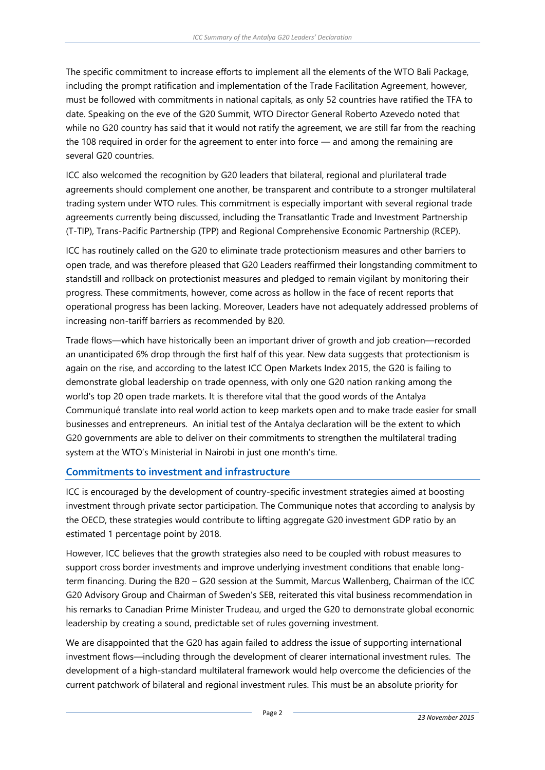The specific commitment to increase efforts to implement all the elements of the WTO Bali Package, including the prompt ratification and implementation of the Trade Facilitation Agreement, however, must be followed with commitments in national capitals, as only 52 countries have ratified the TFA to date. Speaking on the eve of the G20 Summit, WTO Director General Roberto Azevedo noted that while no G20 country has said that it would not ratify the agreement, we are still far from the reaching the 108 required in order for the agreement to enter into force — and among the remaining are several G20 countries.

ICC also welcomed the recognition by G20 leaders that bilateral, regional and plurilateral trade agreements should complement one another, be transparent and contribute to a stronger multilateral trading system under WTO rules. This commitment is especially important with several regional trade agreements currently being discussed, including the Transatlantic Trade and Investment Partnership (T-TIP), Trans-Pacific Partnership (TPP) and Regional Comprehensive Economic Partnership (RCEP).

ICC has routinely called on the G20 to eliminate trade protectionism measures and other barriers to open trade, and was therefore pleased that G20 Leaders reaffirmed their longstanding commitment to standstill and rollback on protectionist measures and pledged to remain vigilant by monitoring their progress. These commitments, however, come across as hollow in the face of recent reports that operational progress has been lacking. Moreover, Leaders have not adequately addressed problems of increasing non-tariff barriers as recommended by B20.

Trade flows—which have historically been an important driver of growth and job creation—recorded an unanticipated 6% drop through the first half of this year. New data suggests that protectionism is again on the rise, and according to the latest ICC Open Markets Index 2015, the G20 is failing to demonstrate global leadership on trade openness, with only one G20 nation ranking among the world's top 20 open trade markets. It is therefore vital that the good words of the Antalya Communiqué translate into real world action to keep markets open and to make trade easier for small businesses and entrepreneurs. An initial test of the Antalya declaration will be the extent to which G20 governments are able to deliver on their commitments to strengthen the multilateral trading system at the WTO's Ministerial in Nairobi in just one month's time.

## Commitments to investment and infrastructure

ICC is encouraged by the development of country-specific investment strategies aimed at boosting investment through private sector participation. The Communique notes that according to analysis by the OECD, these strategies would contribute to lifting aggregate G20 investment GDP ratio by an estimated 1 percentage point by 2018.

However, ICC believes that the growth strategies also need to be coupled with robust measures to support cross border investments and improve underlying investment conditions that enable long-term financing. During the B20 – G20 session at the Summit, Marcus Wallenberg, Chairman of the ICC G20 Advisory Group and Chairman of Sweden's SEB, reiterated this vital business recommendation in his remarks to Canadian Prime Minister Trudeau, and urged the G20 to demonstrate global economic leadership by creating a sound, predictable set of rules governing investment.

We are disappointed that the G20 has again failed to address the issue of supporting international investment flows—including through the development of clearer international investment rules. The development of a high-standard multilateral framework would help overcome the deficiencies of the current patchwork of bilateral and regional investment rules. This must be an absolute priority for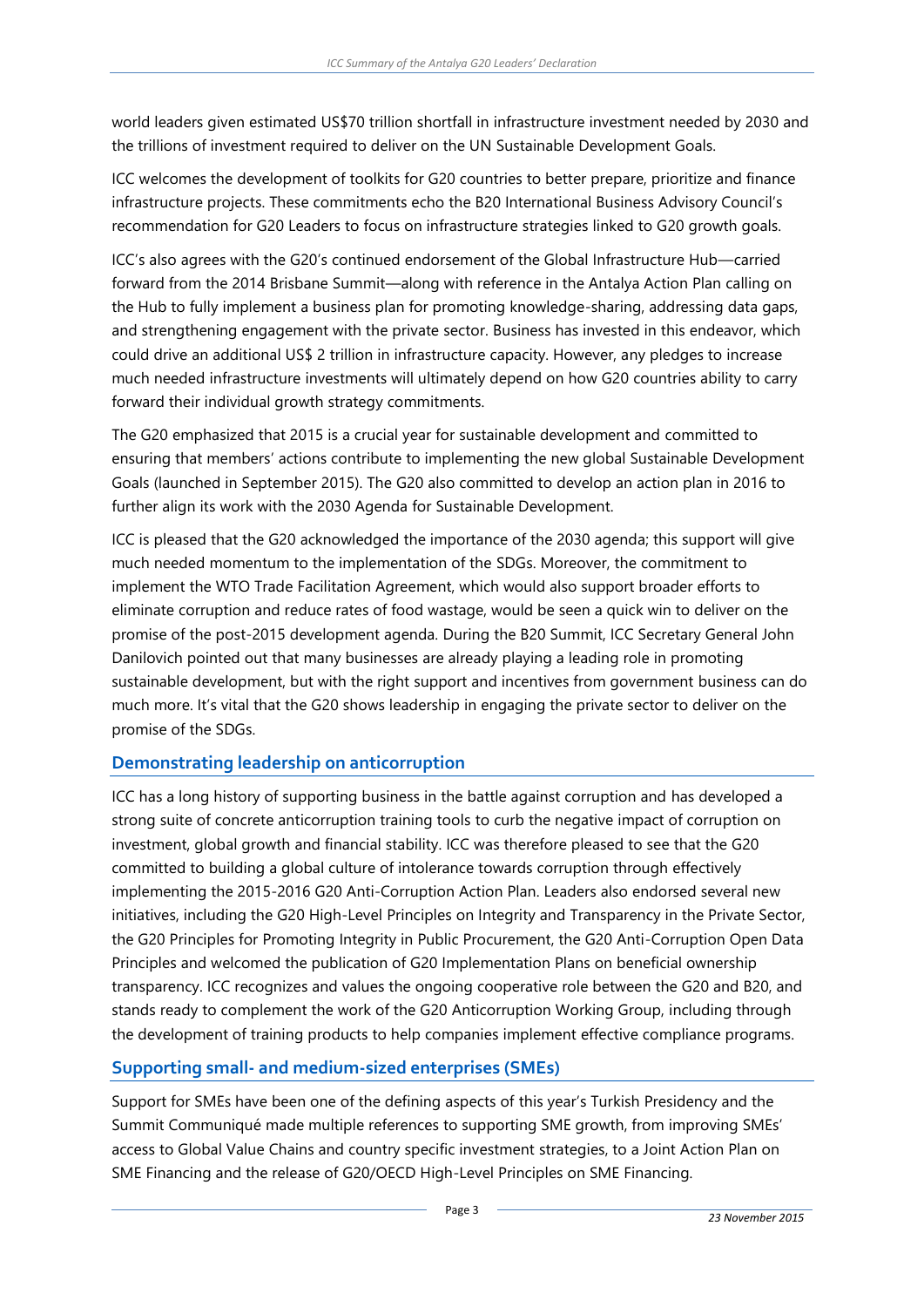world leaders given estimated US$70 trillion shortfall in infrastructure investment needed by 2030 and the trillions of investment required to deliver on the UN Sustainable Development Goals.

ICC welcomes the development of toolkits for G20 countries to better prepare, prioritize and finance infrastructure projects. These commitments echo the B20 International Business Advisory Council's recommendation for G20 Leaders to focus on infrastructure strategies linked to G20 growth goals.

ICC's also agrees with the G20's continued endorsement of the Global Infrastructure Hub—carried forward from the 2014 Brisbane Summit—along with reference in the Antalya Action Plan calling on the Hub to fully implement a business plan for promoting knowledge-sharing, addressing data gaps, and strengthening engagement with the private sector. Business has invested in this endeavor, which could drive an additional US$ 2 trillion in infrastructure capacity. However, any pledges to increase much needed infrastructure investments will ultimately depend on how G20 countries ability to carry forward their individual growth strategy commitments.

The G20 emphasized that 2015 is a crucial year for sustainable development and committed to ensuring that members' actions contribute to implementing the new global Sustainable Development Goals (launched in September 2015). The G20 also committed to develop an action plan in 2016 to further align its work with the 2030 Agenda for Sustainable Development.

ICC is pleased that the G20 acknowledged the importance of the 2030 agenda; this support will give much needed momentum to the implementation of the SDGs. Moreover, the commitment to implement the WTO Trade Facilitation Agreement, which would also support broader efforts to eliminate corruption and reduce rates of food wastage, would be seen a quick win to deliver on the promise of the post-2015 development agenda. During the B20 Summit, ICC Secretary General John Danilovich pointed out that many businesses are already playing a leading role in promoting sustainable development, but with the right support and incentives from government business can do much more. It's vital that the G20 shows leadership in engaging the private sector to deliver on the promise of the SDGs.

## Demonstrating leadership on anticorruption

ICC has a long history of supporting business in the battle against corruption and has developed a strong suite of concrete anticorruption training tools to curb the negative impact of corruption on investment, global growth and financial stability. ICC was therefore pleased to see that the G20 committed to building a global culture of intolerance towards corruption through effectively implementing the 2015-2016 G20 Anti-Corruption Action Plan. Leaders also endorsed several new initiatives, including the G20 High-Level Principles on Integrity and Transparency in the Private Sector, the G20 Principles for Promoting Integrity in Public Procurement, the G20 Anti-Corruption Open Data Principles and welcomed the publication of G20 Implementation Plans on beneficial ownership transparency. ICC recognizes and values the ongoing cooperative role between the G20 and B20, and stands ready to complement the work of the G20 Anticorruption Working Group, including through the development of training products to help companies implement effective compliance programs.

## Supporting small- and medium-sized enterprises (SMEs)

Support for SMEs have been one of the defining aspects of this year's Turkish Presidency and the Summit Communiqué made multiple references to supporting SME growth, from improving SMEs' access to Global Value Chains and country specific investment strategies, to a Joint Action Plan on SME Financing and the release of G20/OECD High-Level Principles on SME Financing.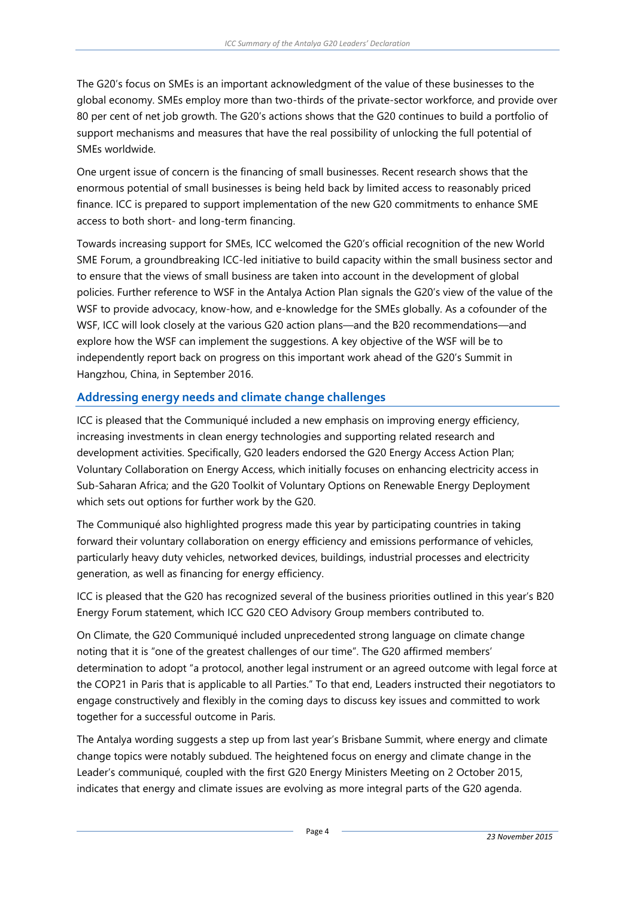The G20's focus on SMEs is an important acknowledgment of the value of these businesses to the global economy. SMEs employ more than two-thirds of the private-sector workforce, and provide over 80 per cent of net job growth. The G20's actions shows that the G20 continues to build a portfolio of support mechanisms and measures that have the real possibility of unlocking the full potential of SMEs worldwide.

One urgent issue of concern is the financing of small businesses. Recent research shows that the enormous potential of small businesses is being held back by limited access to reasonably priced finance. ICC is prepared to support implementation of the new G20 commitments to enhance SME access to both short- and long-term financing.

Towards increasing support for SMEs, ICC welcomed the G20's official recognition of the new World SME Forum, a groundbreaking ICC-led initiative to build capacity within the small business sector and to ensure that the views of small business are taken into account in the development of global policies. Further reference to WSF in the Antalya Action Plan signals the G20's view of the value of the WSF to provide advocacy, know-how, and e-knowledge for the SMEs globally. As a cofounder of the WSF, ICC will look closely at the various G20 action plans—and the B20 recommendations—and explore how the WSF can implement the suggestions. A key objective of the WSF will be to independently report back on progress on this important work ahead of the G20's Summit in Hangzhou, China, in September 2016.

## Addressing energy needs and climate change challenges

ICC is pleased that the Communiqué included a new emphasis on improving energy efficiency, increasing investments in clean energy technologies and supporting related research and development activities. Specifically, G20 leaders endorsed the G20 Energy Access Action Plan; Voluntary Collaboration on Energy Access, which initially focuses on enhancing electricity access in Sub-Saharan Africa; and the G20 Toolkit of Voluntary Options on Renewable Energy Deployment which sets out options for further work by the G20.

The Communiqué also highlighted progress made this year by participating countries in taking forward their voluntary collaboration on energy efficiency and emissions performance of vehicles, particularly heavy duty vehicles, networked devices, buildings, industrial processes and electricity generation, as well as financing for energy efficiency.

ICC is pleased that the G20 has recognized several of the business priorities outlined in this year's B20 Energy Forum statement, which ICC G20 CEO Advisory Group members contributed to.

On Climate, the G20 Communiqué included unprecedented strong language on climate change noting that it is "one of the greatest challenges of our time". The G20 affirmed members' determination to adopt "a protocol, another legal instrument or an agreed outcome with legal force at the COP21 in Paris that is applicable to all Parties." To that end, Leaders instructed their negotiators to engage constructively and flexibly in the coming days to discuss key issues and committed to work together for a successful outcome in Paris.

The Antalya wording suggests a step up from last year's Brisbane Summit, where energy and climate change topics were notably subdued. The heightened focus on energy and climate change in the Leader's communiqué, coupled with the first G20 Energy Ministers Meeting on 2 October 2015, indicates that energy and climate issues are evolving as more integral parts of the G20 agenda.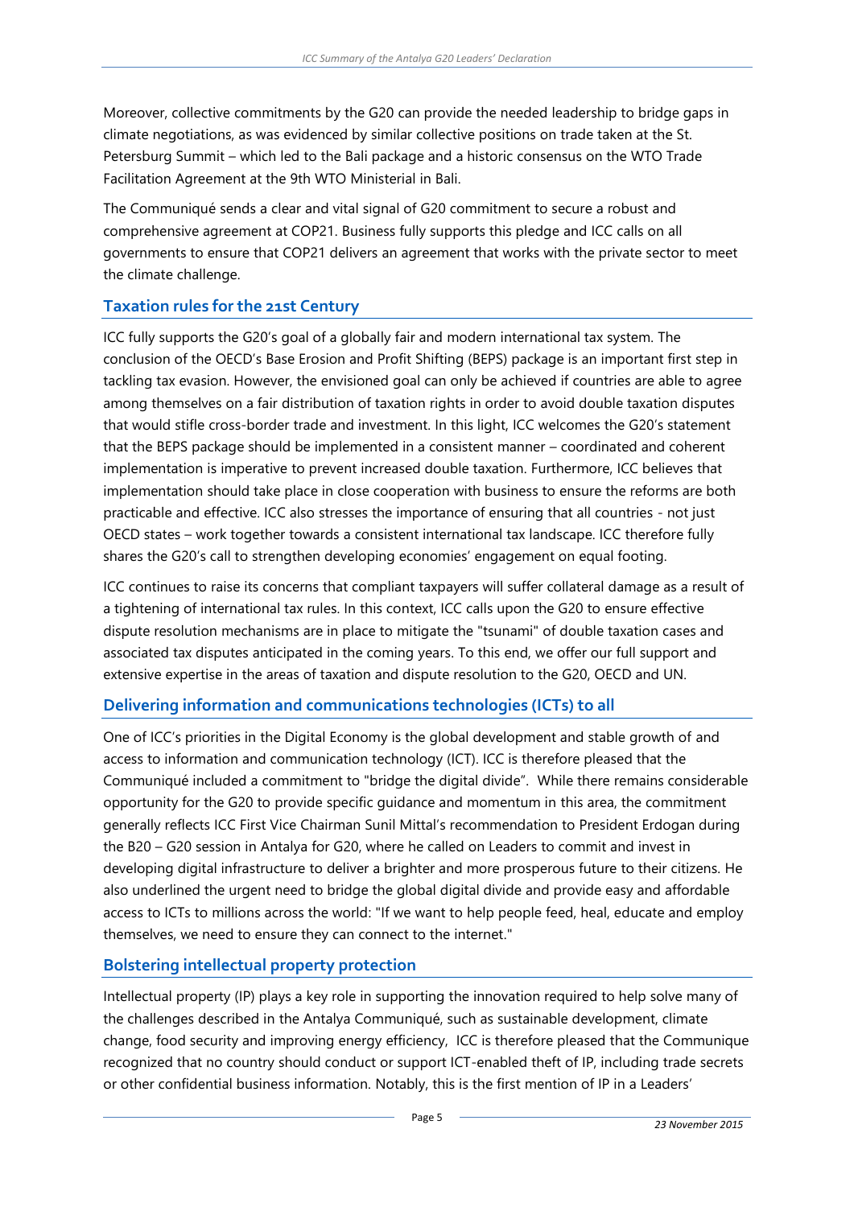Moreover, collective commitments by the G20 can provide the needed leadership to bridge gaps in climate negotiations, as was evidenced by similar collective positions on trade taken at the St. Petersburg Summit – which led to the Bali package and a historic consensus on the WTO Trade Facilitation Agreement at the 9th WTO Ministerial in Bali.

The Communiqué sends a clear and vital signal of G20 commitment to secure a robust and comprehensive agreement at COP21. Business fully supports this pledge and ICC calls on all governments to ensure that COP21 delivers an agreement that works with the private sector to meet the climate challenge.

## Taxation rules for the 21st Century

ICC fully supports the G20's goal of a globally fair and modern international tax system. The conclusion of the OECD's Base Erosion and Profit Shifting (BEPS) package is an important first step in tackling tax evasion. However, the envisioned goal can only be achieved if countries are able to agree among themselves on a fair distribution of taxation rights in order to avoid double taxation disputes that would stifle cross-border trade and investment. In this light, ICC welcomes the G20's statement that the BEPS package should be implemented in a consistent manner – coordinated and coherent implementation is imperative to prevent increased double taxation. Furthermore, ICC believes that implementation should take place in close cooperation with business to ensure the reforms are both practicable and effective. ICC also stresses the importance of ensuring that all countries - not just OECD states – work together towards a consistent international tax landscape. ICC therefore fully shares the G20's call to strengthen developing economies' engagement on equal footing.

ICC continues to raise its concerns that compliant taxpayers will suffer collateral damage as a result of a tightening of international tax rules. In this context, ICC calls upon the G20 to ensure effective dispute resolution mechanisms are in place to mitigate the "tsunami" of double taxation cases and associated tax disputes anticipated in the coming years. To this end, we offer our full support and extensive expertise in the areas of taxation and dispute resolution to the G20, OECD and UN.

## Delivering information and communications technologies (ICTs) to all

One of ICC's priorities in the Digital Economy is the global development and stable growth of and access to information and communication technology (ICT). ICC is therefore pleased that the Communiqué included a commitment to "bridge the digital divide". While there remains considerable opportunity for the G20 to provide specific guidance and momentum in this area, the commitment generally reflects ICC First Vice Chairman Sunil Mittal's recommendation to President Erdogan during the B20 – G20 session in Antalya for G20, where he called on Leaders to commit and invest in developing digital infrastructure to deliver a brighter and more prosperous future to their citizens. He also underlined the urgent need to bridge the global digital divide and provide easy and affordable access to ICTs to millions across the world: "If we want to help people feed, heal, educate and employ themselves, we need to ensure they can connect to the internet."

## Bolstering intellectual property protection

Intellectual property (IP) plays a key role in supporting the innovation required to help solve many of the challenges described in the Antalya Communiqué, such as sustainable development, climate change, food security and improving energy efficiency, ICC is therefore pleased that the Communique recognized that no country should conduct or support ICT-enabled theft of IP, including trade secrets or other confidential business information. Notably, this is the first mention of IP in a Leaders'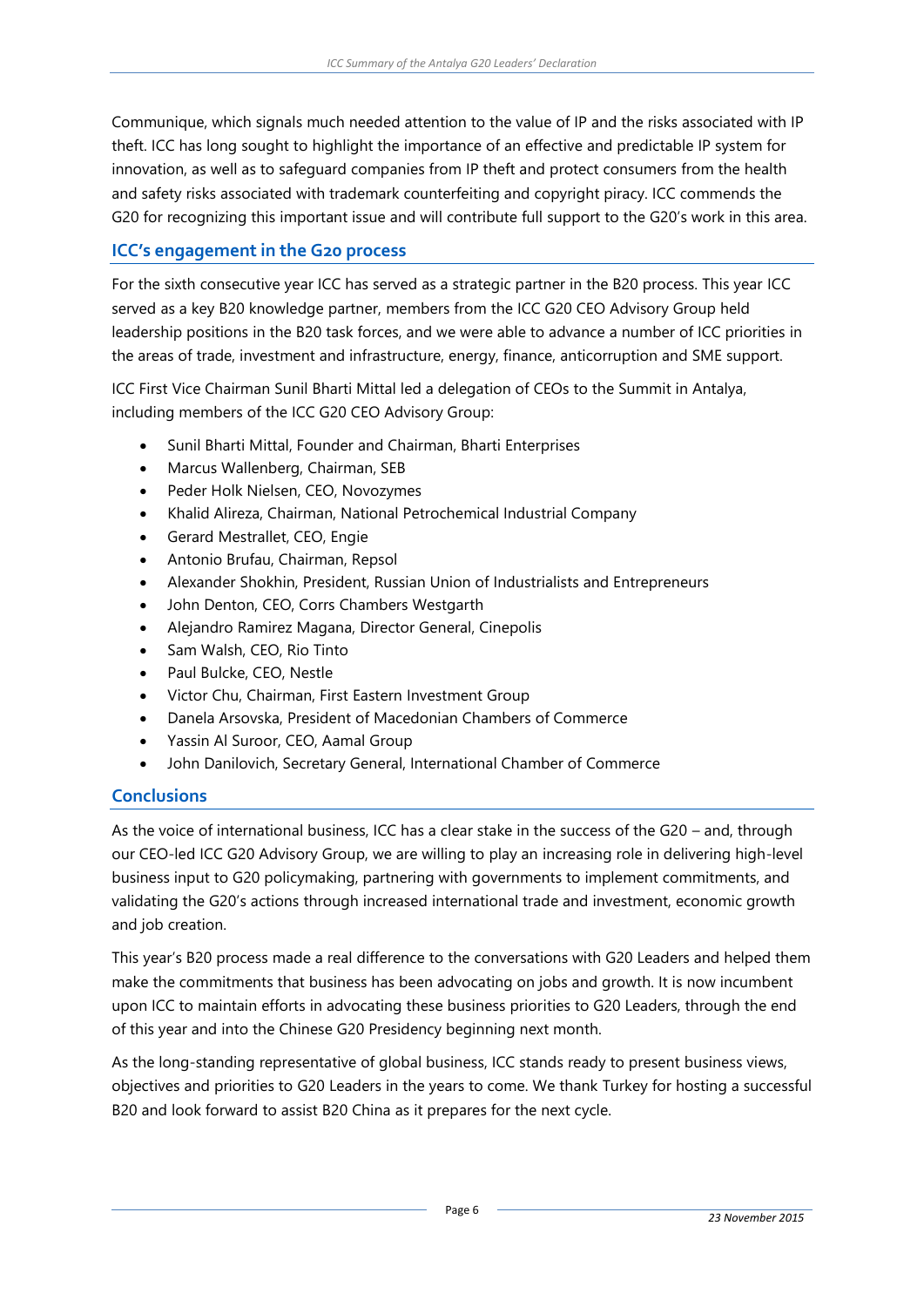Communique, which signals much needed attention to the value of IP and the risks associated with IP theft. ICC has long sought to highlight the importance of an effective and predictable IP system for innovation, as well as to safeguard companies from IP theft and protect consumers from the health and safety risks associated with trademark counterfeiting and copyright piracy. ICC commends the G20 for recognizing this important issue and will contribute full support to the G20's work in this area.

## ICC's engagement in the G20 process

For the sixth consecutive year ICC has served as a strategic partner in the B20 process. This year ICC served as a key B20 knowledge partner, members from the ICC G20 CEO Advisory Group held leadership positions in the B20 task forces, and we were able to advance a number of ICC priorities in the areas of trade, investment and infrastructure, energy, finance, anticorruption and SME support.

ICC First Vice Chairman Sunil Bharti Mittal led a delegation of CEOs to the Summit in Antalya, including members of the ICC G20 CEO Advisory Group:

- Sunil Bharti Mittal, Founder and Chairman, Bharti Enterprises
- Marcus Wallenberg, Chairman, SEB
- Peder Holk Nielsen, CEO, Novozymes
- Khalid Alireza, Chairman, National Petrochemical Industrial Company
- Gerard Mestrallet, CEO, Engie
- Antonio Brufau, Chairman, Repsol
- Alexander Shokhin, President, Russian Union of Industrialists and Entrepreneurs
- John Denton, CEO, Corrs Chambers Westgarth
- Alejandro Ramirez Magana, Director General, Cinepolis
- Sam Walsh, CEO, Rio Tinto
- Paul Bulcke, CEO, Nestle
- Victor Chu, Chairman, First Eastern Investment Group
- Danela Arsovska, President of Macedonian Chambers of Commerce
- Yassin Al Suroor, CEO, Aamal Group
- John Danilovich, Secretary General, International Chamber of Commerce

## Conclusions

As the voice of international business, ICC has a clear stake in the success of the G20 – and, through our CEO-led ICC G20 Advisory Group, we are willing to play an increasing role in delivering high-level business input to G20 policymaking, partnering with governments to implement commitments, and validating the G20's actions through increased international trade and investment, economic growth and job creation.

This year's B20 process made a real difference to the conversations with G20 Leaders and helped them make the commitments that business has been advocating on jobs and growth. It is now incumbent upon ICC to maintain efforts in advocating these business priorities to G20 Leaders, through the end of this year and into the Chinese G20 Presidency beginning next month.

As the long-standing representative of global business, ICC stands ready to present business views, objectives and priorities to G20 Leaders in the years to come. We thank Turkey for hosting a successful B20 and look forward to assist B20 China as it prepares for the next cycle.